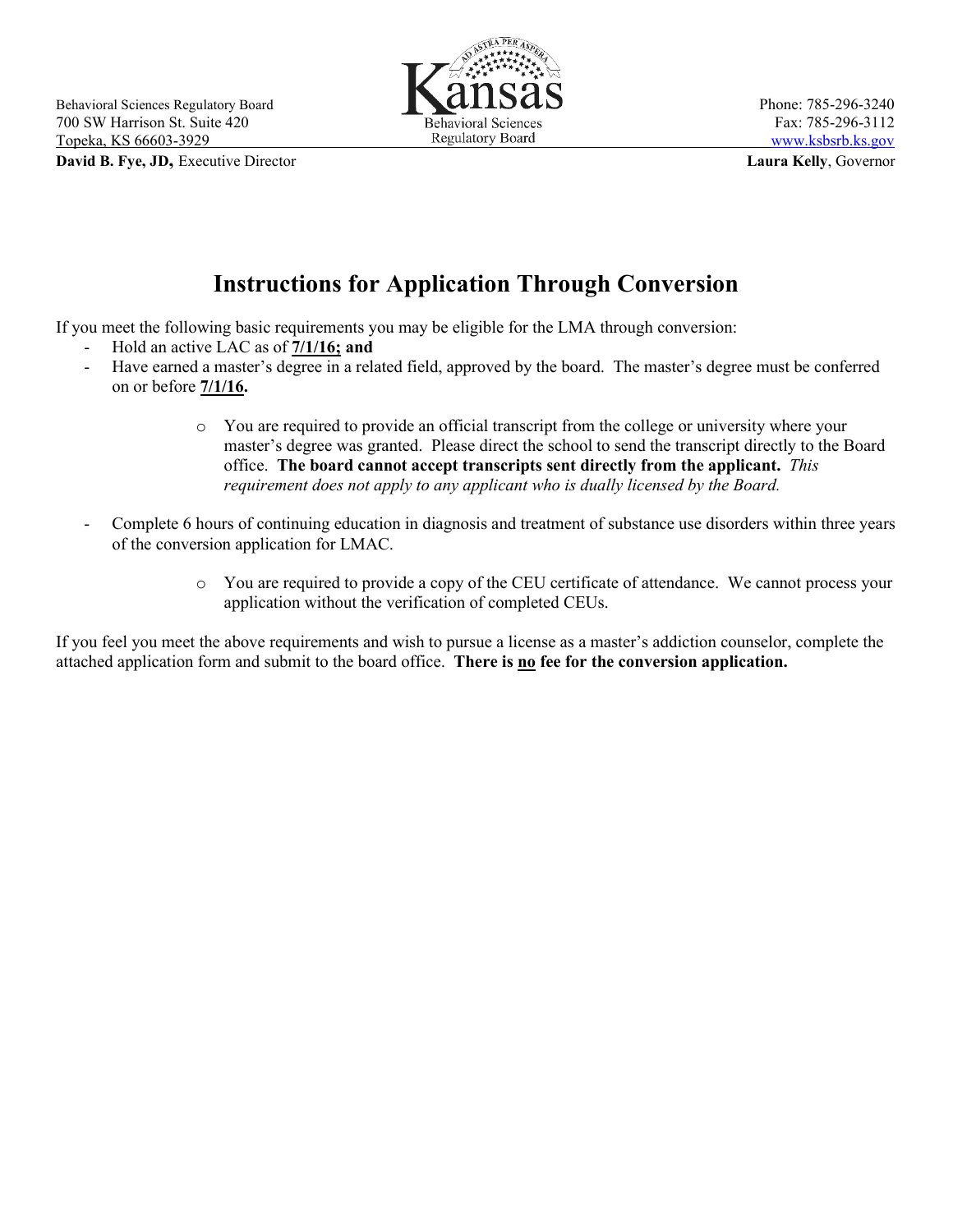Behavioral Sciences Regulatory Board
700 SW Harrison St. Suite 420
Topeka, KS 66603-3929
**David B. Fye, JD,** Executive Director

Kansas Behavioral Sciences Regulatory Board

Phone: 785-296-3240
Fax: 785-296-3112
www.ksbsrb.ks.gov
**Laura Kelly**, Governor

# Instructions for Application Through Conversion

If you meet the following basic requirements you may be eligible for the LMA through conversion:

- Hold an active LAC as of **7/1/16; and**
- Have earned a master's degree in a related field, approved by the board. The master's degree must be conferred on or before **7/1/16.**
  - You are required to provide an official transcript from the college or university where your master's degree was granted. Please direct the school to send the transcript directly to the Board office. **The board cannot accept transcripts sent directly from the applicant.** *This requirement does not apply to any applicant who is dually licensed by the Board.*
- Complete 6 hours of continuing education in diagnosis and treatment of substance use disorders within three years of the conversion application for LMAC.
  - You are required to provide a copy of the CEU certificate of attendance. We cannot process your application without the verification of completed CEUs.

If you feel you meet the above requirements and wish to pursue a license as a master's addiction counselor, complete the attached application form and submit to the board office. **There is no fee for the conversion application.**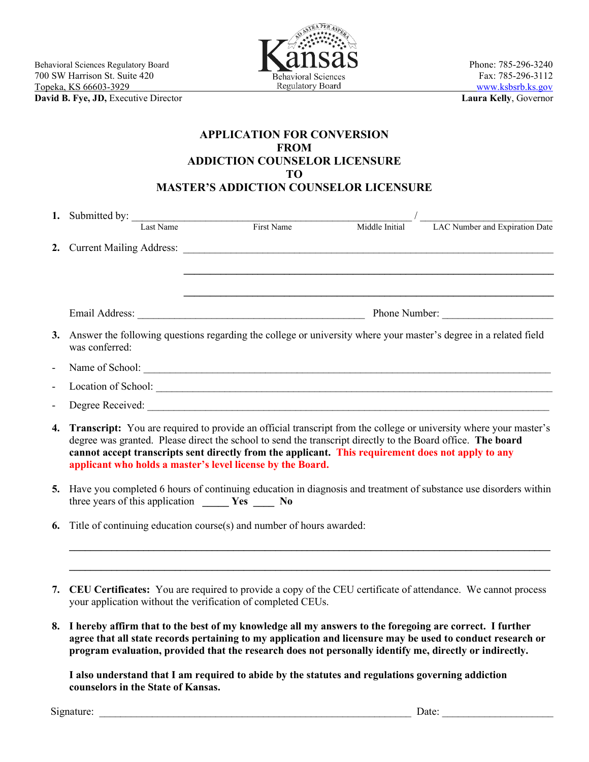Behavioral Sciences Regulatory Board
700 SW Harrison St. Suite 420
Topeka, KS 66603-3929
**David B. Fye, JD,** Executive Director

Kansas Behavioral Sciences Regulatory Board

Phone: 785-296-3240
Fax: 785-296-3112
www.ksbsrb.ks.gov
**Laura Kelly**, Governor

# APPLICATION FOR CONVERSION FROM ADDICTION COUNSELOR LICENSURE TO MASTER'S ADDICTION COUNSELOR LICENSURE

**1.** Submitted by: ______________________________________________ / ____________________
Last Name First Name Middle Initial LAC Number and Expiration Date

**2.** Current Mailing Address: ____________________________________________________________

____________________________________________________________

____________________________________________________________

Email Address: ____________________________________ Phone Number: ____________________

**3.** Answer the following questions regarding the college or university where your master's degree in a related field was conferred:

- Name of School: ____________________________________________________________
- Location of School: ____________________________________________________________
- Degree Received: ____________________________________________________________

**4.** **Transcript:** You are required to provide an official transcript from the college or university where your master's degree was granted. Please direct the school to send the transcript directly to the Board office. **The board cannot accept transcripts sent directly from the applicant. This requirement does not apply to any applicant who holds a master's level license by the Board.**

**5.** Have you completed 6 hours of continuing education in diagnosis and treatment of substance use disorders within three years of this application _____ **Yes** ____ **No**

**6.** Title of continuing education course(s) and number of hours awarded:

____________________________________________________________

____________________________________________________________

**7.** **CEU Certificates:** You are required to provide a copy of the CEU certificate of attendance. We cannot process your application without the verification of completed CEUs.

**8.** **I hereby affirm that to the best of my knowledge all my answers to the foregoing are correct. I further agree that all state records pertaining to my application and licensure may be used to conduct research or program evaluation, provided that the research does not personally identify me, directly or indirectly.**

**I also understand that I am required to abide by the statutes and regulations governing addiction counselors in the State of Kansas.**

Signature: ______________________________________________ Date: ____________________